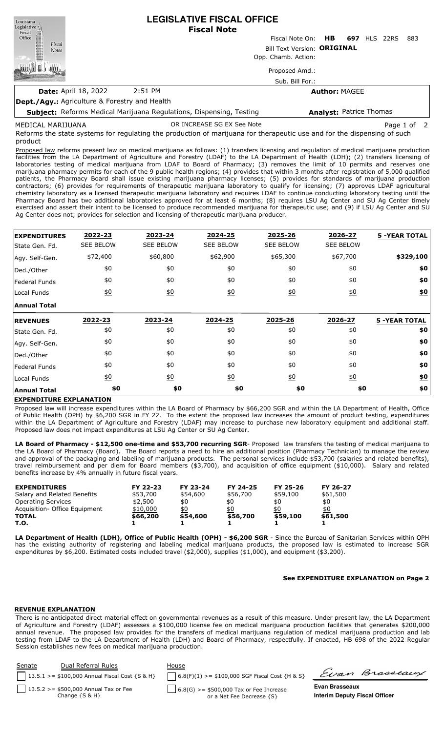# LEGISLATIVE FISCAL OFFICE
## Fiscal Note

Fiscal Note On: **HB 697** HLS 22RS 883

Bill Text Version: **ORIGINAL**

Opp. Chamb. Action:

Proposed Amd.:

Sub. Bill For.:

**Date:** April 18, 2022 2:51 PM

**Author:** MAGEE

**Dept./Agy.:** Agriculture & Forestry and Health

**Subject:** Reforms Medical Marijuana Regulations, Dispensing, Testing

**Analyst:** Patrice Thomas

MEDICAL MARIJUANA OR INCREASE SG EX See Note

Reforms the state systems for regulating the production of marijuana for therapeutic use and for the dispensing of such product

Proposed law reforms present law on medical marijuana as follows: (1) transfers licensing and regulation of medical marijuana production facilities from the LA Department of Agriculture and Forestry (LDAF) to the LA Department of Health (LDH); (2) transfers licensing of laboratories testing of medical marijuana from LDAF to Board of Pharmacy; (3) removes the limit of 10 permits and reserves one marijuana pharmacy permits for each of the 9 public health regions; (4) provides that within 3 months after registration of 5,000 qualified patients, the Pharmacy Board shall issue existing marijuana pharmacy licenses; (5) provides for standards of marijuana production contractors; (6) provides for requirements of therapeutic marijuana laboratory to qualify for licensing; (7) approves LDAF agricultural chemistry laboratory as a licensed therapeutic marijuana laboratory and requires LDAF to continue conducting laboratory testing until the Pharmacy Board has two additional laboratories approved for at least 6 months; (8) requires LSU Ag Center and SU Ag Center timely exercised and assert their intent to be licensed to produce recommended marijuana for therapeutic use; and (9) if LSU Ag Center and SU Ag Center does not; provides for selection and licensing of therapeutic marijuana producer.

| **EXPENDITURES** | **2022-23** | **2023-24** | **2024-25** | **2025-26** | **2026-27** | **5 -YEAR TOTAL** |
|---|---|---|---|---|---|---|
| State Gen. Fd. | SEE BELOW | SEE BELOW | SEE BELOW | SEE BELOW | SEE BELOW | |
| Agy. Self-Gen. | $72,400 | $60,800 | $62,900 | $65,300 | $67,700 | **$329,100** |
| Ded./Other | $0 | $0 | $0 | $0 | $0 | **$0** |
| Federal Funds | $0 | $0 | $0 | $0 | $0 | **$0** |
| Local Funds | $0 | $0 | $0 | $0 | $0 | **$0** |
| **Annual Total** | | | | | | |

| **REVENUES** | **2022-23** | **2023-24** | **2024-25** | **2025-26** | **2026-27** | **5 -YEAR TOTAL** |
|---|---|---|---|---|---|---|
| State Gen. Fd. | $0 | $0 | $0 | $0 | $0 | **$0** |
| Agy. Self-Gen. | $0 | $0 | $0 | $0 | $0 | **$0** |
| Ded./Other | $0 | $0 | $0 | $0 | $0 | **$0** |
| Federal Funds | $0 | $0 | $0 | $0 | $0 | **$0** |
| Local Funds | $0 | $0 | $0 | $0 | $0 | **$0** |
| **Annual Total** | **$0** | **$0** | **$0** | **$0** | **$0** | **$0** |

**EXPENDITURE EXPLANATION**

Proposed law will increase expenditures within the LA Board of Pharmacy by $66,200 SGR and within the LA Department of Health, Office of Public Health (OPH) by $6,200 SGR in FY 22. To the extent the proposed law increases the amount of product testing, expenditures within the LA Department of Agriculture and Forestry (LDAF) may increase to purchase new laboratory equipment and additional staff. Proposed law does not impact expenditures at LSU Ag Center or SU Ag Center.

**LA Board of Pharmacy - $12,500 one-time and $53,700 recurring SGR**- Proposed law transfers the testing of medical marijuana to the LA Board of Pharmacy (Board). The Board reports a need to hire an additional position (Pharmacy Technician) to manage the review and approval of the packaging and labeling of marijuana products. The personal services include $53,700 (salaries and related benefits), travel reimbursement and per diem for Board members ($3,700), and acquisition of office equipment ($10,000). Salary and related benefits increase by 4% annually in future fiscal years.

| **EXPENDITURES** | **FY 22-23** | **FY 23-24** | **FY 24-25** | **FY 25-26** | **FY 26-27** |
|---|---|---|---|---|---|
| Salary and Related Benefits | $53,700 | $54,600 | $56,700 | $59,100 | $61,500 |
| Operating Services | $2,500 | $0 | $0 | $0 | $0 |
| Acquisition- Office Equipment | $10,000 | $0 | $0 | $0 | $0 |
| **TOTAL** | **$66,200** | **$54,600** | **$56,700** | **$59,100** | **$61,500** |
| **T.O.** | **1** | **1** | **1** | **1** | **1** |

**LA Department of Health (LDH), Office of Public Health (OPH) - $6,200 SGR** - Since the Bureau of Sanitarian Services within OPH has the existing authority of registering and labeling medical marijuana products, the proposed law is estimated to increase SGR expenditures by $6,200. Estimated costs included travel ($2,000), supplies ($1,000), and equipment ($3,200).

**See EXPENDITURE EXPLANATION on Page 2**

**REVENUE EXPLANATION**

There is no anticipated direct material effect on governmental revenues as a result of this measure. Under present law, the LA Department of Agriculture and Forestry (LDAF) assesses a $100,000 license fee on medical marijuana production facilities that generates $200,000 annual revenue. The proposed law provides for the transfers of medical marijuana regulation of medical marijuana production and lab testing from LDAF to the LA Department of Health (LDH) and Board of Pharmacy, respectfully. If enacted, HB 698 of the 2022 Regular Session establishes new fees on medical marijuana production.

| Senate | Dual Referral Rules | House |
|---|---|---|
| | 13.5.1 >= $100,000 Annual Fiscal Cost {S & H} | 6.8(F)(1) >= $100,000 SGF Fiscal Cost {H & S} |
| | 13.5.2 >= $500,000 Annual Tax or Fee Change {S & H} | 6.8(G) >= $500,000 Tax or Fee Increase or a Net Fee Decrease {S} |

**Evan Brasseaux**
**Interim Deputy Fiscal Officer**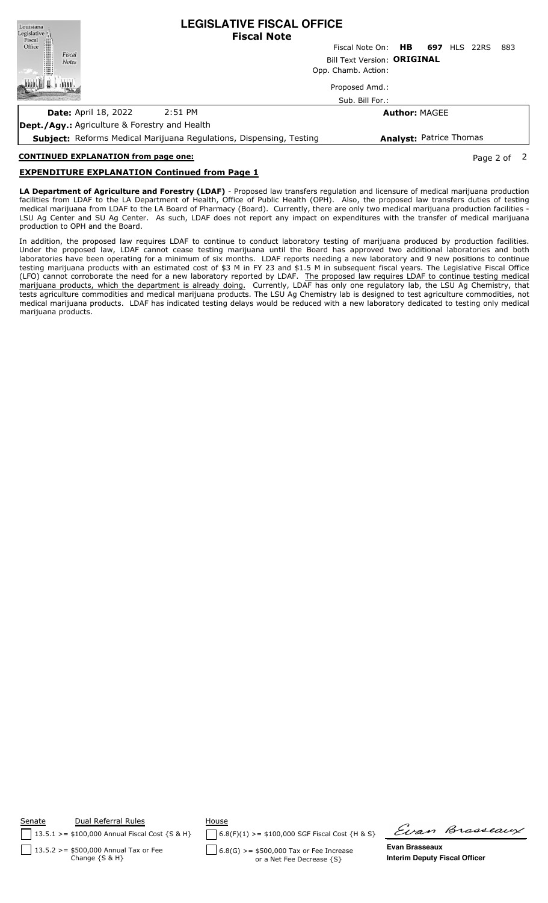# LEGISLATIVE FISCAL OFFICE
## Fiscal Note

Fiscal Note On: **HB 697** HLS 22RS 883

Bill Text Version: **ORIGINAL**

Opp. Chamb. Action:

Proposed Amd.:

Sub. Bill For.:

**Date:** April 18, 2022 2:51 PM

**Author:** MAGEE

**Dept./Agy.:** Agriculture & Forestry and Health

**Subject:** Reforms Medical Marijuana Regulations, Dispensing, Testing

**Analyst:** Patrice Thomas

**CONTINUED EXPLANATION from page one:**

**EXPENDITURE EXPLANATION Continued from Page 1**

**LA Department of Agriculture and Forestry (LDAF)** - Proposed law transfers regulation and licensure of medical marijuana production facilities from LDAF to the LA Department of Health, Office of Public Health (OPH). Also, the proposed law transfers duties of testing medical marijuana from LDAF to the LA Board of Pharmacy (Board). Currently, there are only two medical marijuana production facilities - LSU Ag Center and SU Ag Center. As such, LDAF does not report any impact on expenditures with the transfer of medical marijuana production to OPH and the Board.

In addition, the proposed law requires LDAF to continue to conduct laboratory testing of marijuana produced by production facilities. Under the proposed law, LDAF cannot cease testing marijuana until the Board has approved two additional laboratories and both laboratories have been operating for a minimum of six months. LDAF reports needing a new laboratory and 9 new positions to continue testing marijuana products with an estimated cost of $3 M in FY 23 and $1.5 M in subsequent fiscal years. The Legislative Fiscal Office (LFO) cannot corroborate the need for a new laboratory reported by LDAF. <u>The proposed law requires LDAF to continue testing medical marijuana products, which the department is already doing.</u> Currently, LDAF has only one regulatory lab, the LSU Ag Chemistry, that tests agriculture commodities and medical marijuana products. The LSU Ag Chemistry lab is designed to test agriculture commodities, not medical marijuana products. LDAF has indicated testing delays would be reduced with a new laboratory dedicated to testing only medical marijuana products.

| Senate | Dual Referral Rules | House |
|---|---|---|
| | [ ] 13.5.1 >= $100,000 Annual Fiscal Cost {S & H} | [ ] 6.8(F)(1) >= $100,000 SGF Fiscal Cost {H & S} |
| | [ ] 13.5.2 >= $500,000 Annual Tax or Fee Change {S & H} | [ ] 6.8(G) >= $500,000 Tax or Fee Increase or a Net Fee Decrease {S} |

Evan Brasseaux

**Evan Brasseaux**
**Interim Deputy Fiscal Officer**